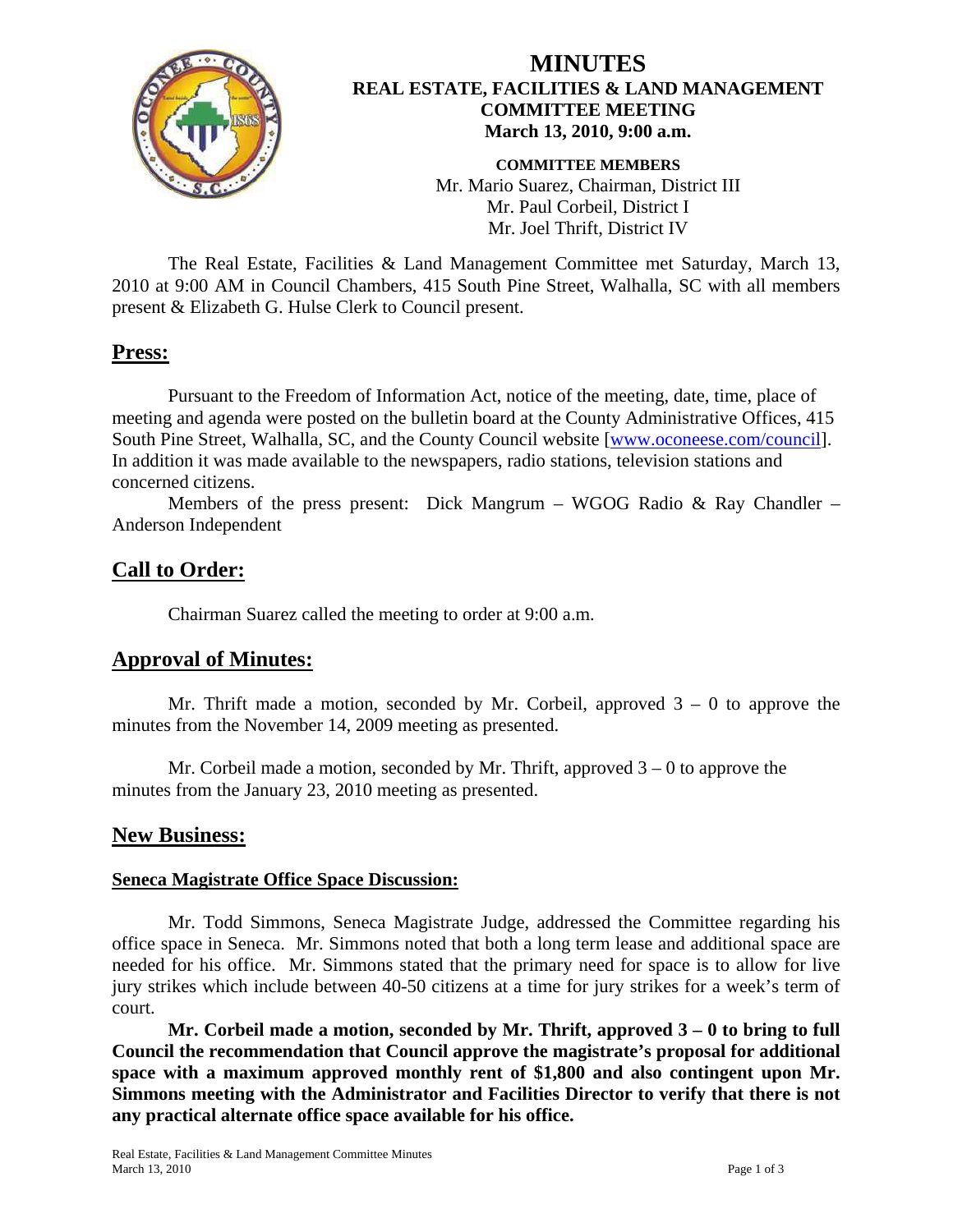# MINUTES
## REAL ESTATE, FACILITIES & LAND MANAGEMENT COMMITTEE MEETING
### March 13, 2010, 9:00 a.m.

**COMMITTEE MEMBERS**
Mr. Mario Suarez, Chairman, District III
Mr. Paul Corbeil, District I
Mr. Joel Thrift, District IV

The Real Estate, Facilities & Land Management Committee met Saturday, March 13, 2010 at 9:00 AM in Council Chambers, 415 South Pine Street, Walhalla, SC with all members present & Elizabeth G. Hulse Clerk to Council present.

## Press:

Pursuant to the Freedom of Information Act, notice of the meeting, date, time, place of meeting and agenda were posted on the bulletin board at the County Administrative Offices, 415 South Pine Street, Walhalla, SC, and the County Council website [www.oconeese.com/council]. In addition it was made available to the newspapers, radio stations, television stations and concerned citizens.

Members of the press present: Dick Mangrum – WGOG Radio & Ray Chandler – Anderson Independent

## Call to Order:

Chairman Suarez called the meeting to order at 9:00 a.m.

## Approval of Minutes:

Mr. Thrift made a motion, seconded by Mr. Corbeil, approved 3 – 0 to approve the minutes from the November 14, 2009 meeting as presented.

Mr. Corbeil made a motion, seconded by Mr. Thrift, approved 3 – 0 to approve the minutes from the January 23, 2010 meeting as presented.

## New Business:

### Seneca Magistrate Office Space Discussion:

Mr. Todd Simmons, Seneca Magistrate Judge, addressed the Committee regarding his office space in Seneca. Mr. Simmons noted that both a long term lease and additional space are needed for his office. Mr. Simmons stated that the primary need for space is to allow for live jury strikes which include between 40-50 citizens at a time for jury strikes for a week's term of court.

**Mr. Corbeil made a motion, seconded by Mr. Thrift, approved 3 – 0 to bring to full Council the recommendation that Council approve the magistrate's proposal for additional space with a maximum approved monthly rent of $1,800 and also contingent upon Mr. Simmons meeting with the Administrator and Facilities Director to verify that there is not any practical alternate office space available for his office.**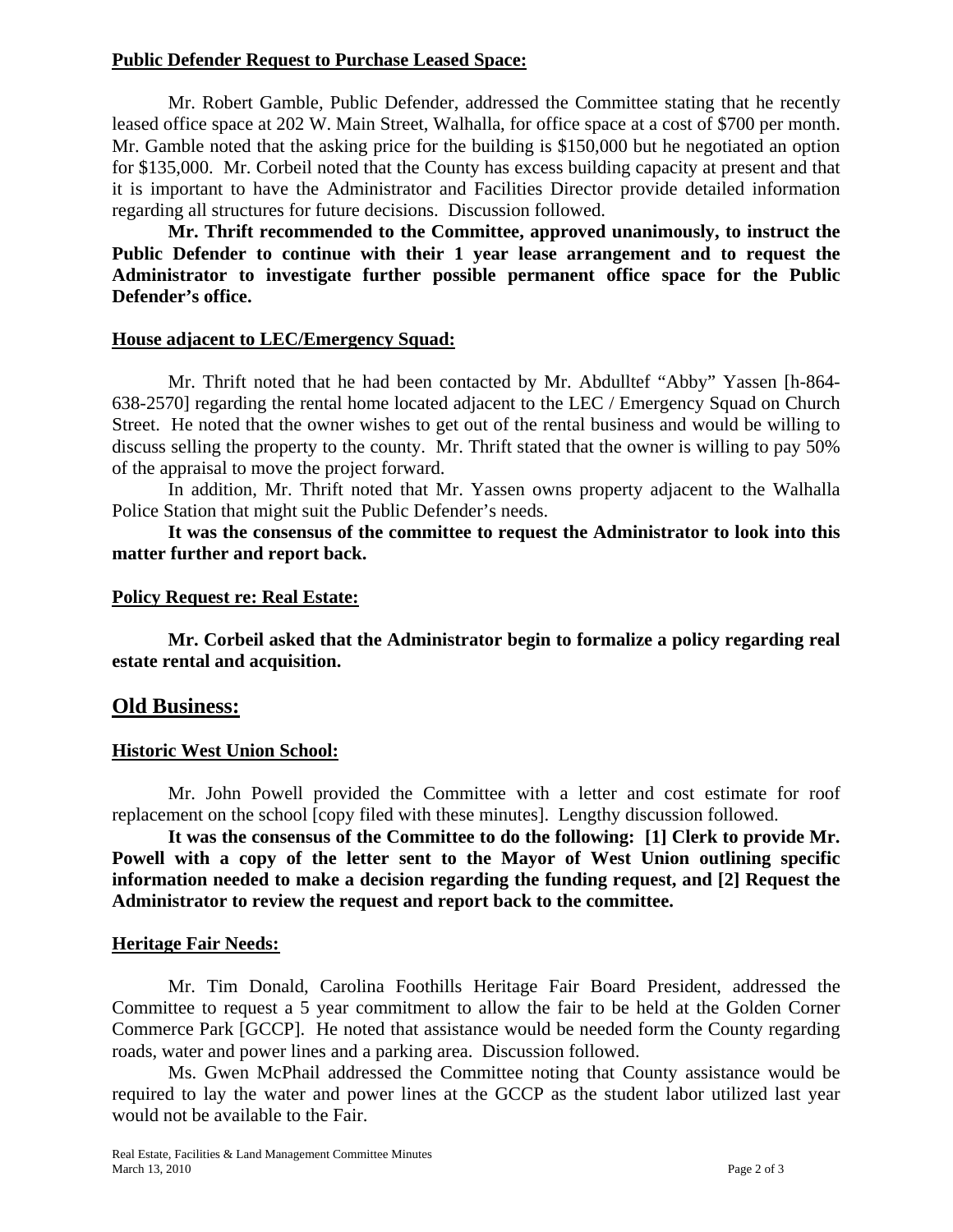### Public Defender Request to Purchase Leased Space:

Mr. Robert Gamble, Public Defender, addressed the Committee stating that he recently leased office space at 202 W. Main Street, Walhalla, for office space at a cost of $700 per month. Mr. Gamble noted that the asking price for the building is $150,000 but he negotiated an option for $135,000. Mr. Corbeil noted that the County has excess building capacity at present and that it is important to have the Administrator and Facilities Director provide detailed information regarding all structures for future decisions. Discussion followed.

**Mr. Thrift recommended to the Committee, approved unanimously, to instruct the Public Defender to continue with their 1 year lease arrangement and to request the Administrator to investigate further possible permanent office space for the Public Defender's office.**

### House adjacent to LEC/Emergency Squad:

Mr. Thrift noted that he had been contacted by Mr. Abdulltef "Abby" Yassen [h-864-638-2570] regarding the rental home located adjacent to the LEC / Emergency Squad on Church Street. He noted that the owner wishes to get out of the rental business and would be willing to discuss selling the property to the county. Mr. Thrift stated that the owner is willing to pay 50% of the appraisal to move the project forward.

In addition, Mr. Thrift noted that Mr. Yassen owns property adjacent to the Walhalla Police Station that might suit the Public Defender's needs.

**It was the consensus of the committee to request the Administrator to look into this matter further and report back.**

### Policy Request re: Real Estate:

**Mr. Corbeil asked that the Administrator begin to formalize a policy regarding real estate rental and acquisition.**

## Old Business:

### Historic West Union School:

Mr. John Powell provided the Committee with a letter and cost estimate for roof replacement on the school [copy filed with these minutes]. Lengthy discussion followed.

**It was the consensus of the Committee to do the following: [1] Clerk to provide Mr. Powell with a copy of the letter sent to the Mayor of West Union outlining specific information needed to make a decision regarding the funding request, and [2] Request the Administrator to review the request and report back to the committee.**

### Heritage Fair Needs:

Mr. Tim Donald, Carolina Foothills Heritage Fair Board President, addressed the Committee to request a 5 year commitment to allow the fair to be held at the Golden Corner Commerce Park [GCCP]. He noted that assistance would be needed form the County regarding roads, water and power lines and a parking area. Discussion followed.

Ms. Gwen McPhail addressed the Committee noting that County assistance would be required to lay the water and power lines at the GCCP as the student labor utilized last year would not be available to the Fair.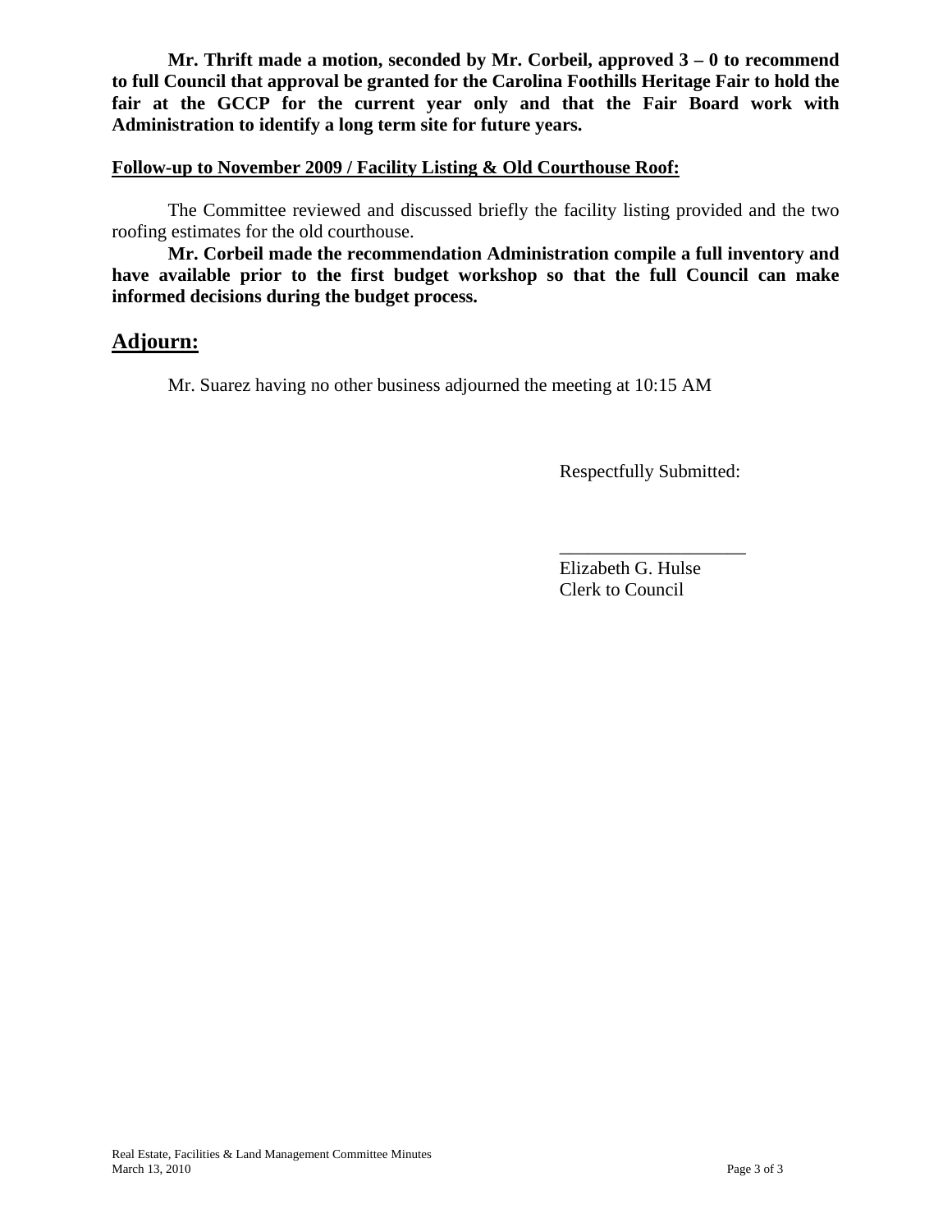**Mr. Thrift made a motion, seconded by Mr. Corbeil, approved 3 – 0 to recommend to full Council that approval be granted for the Carolina Foothills Heritage Fair to hold the fair at the GCCP for the current year only and that the Fair Board work with Administration to identify a long term site for future years.**

**Follow-up to November 2009 / Facility Listing & Old Courthouse Roof:**

The Committee reviewed and discussed briefly the facility listing provided and the two roofing estimates for the old courthouse.

**Mr. Corbeil made the recommendation Administration compile a full inventory and have available prior to the first budget workshop so that the full Council can make informed decisions during the budget process.**

## Adjourn:

Mr. Suarez having no other business adjourned the meeting at 10:15 AM

Respectfully Submitted:

____________________

Elizabeth G. Hulse
Clerk to Council